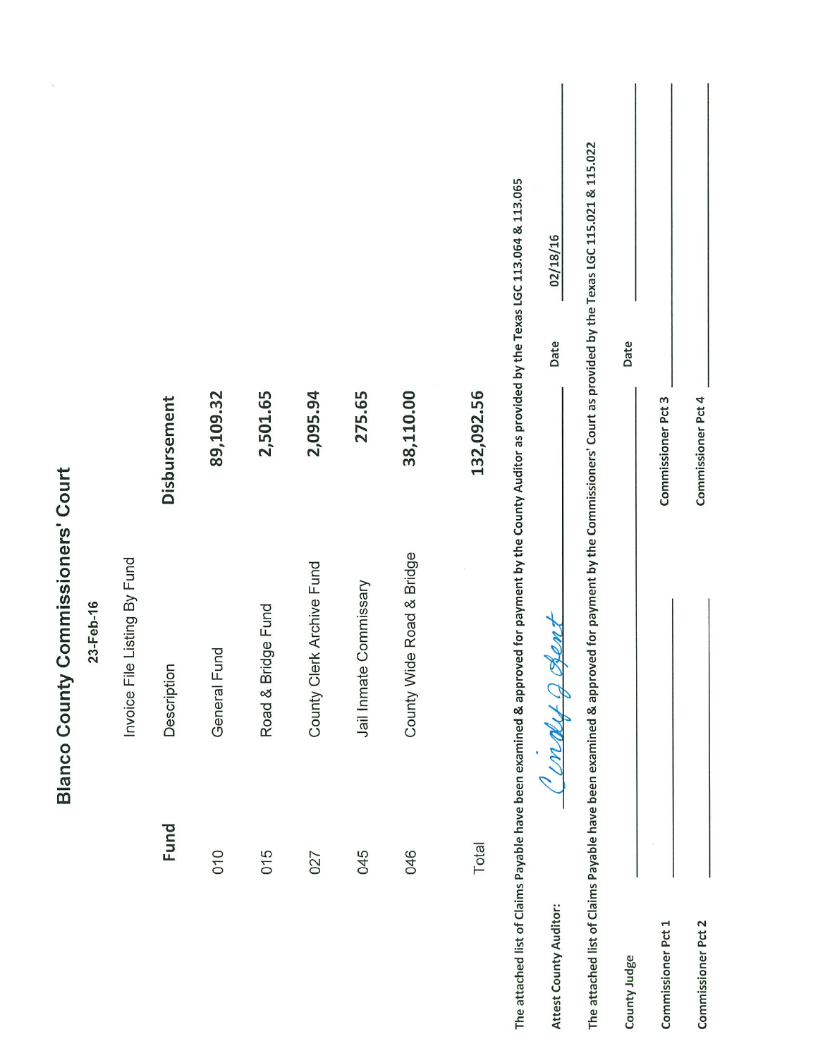# Blanco County Commissioners' Court

23-Feb-16

Invoice File Listing By Fund

| Fund | Description | Disbursement |
|---|---|---|
| 010 | General Fund | 89,109.32 |
| 015 | Road & Bridge Fund | 2,501.65 |
| 027 | County Clerk Archive Fund | 2,095.94 |
| 045 | Jail Inmate Commissary | 275.65 |
| 046 | County Wide Road & Bridge | 38,110.00 |
| Total | | 132,092.56 |

The attached list of Claims Payable have been examined & approved for payment by the County Auditor as provided by the Texas LGC 113.064 & 113.065

Attest County Auditor: Cindy J Gent  Date 02/18/16

The attached list of Claims Payable have been examined & approved for payment by the Commissioners' Court as provided by the Texas LGC 115.021 & 115.022

County Judge ______________________ Date ____________

Commissioner Pct 1 ______________________ Commissioner Pct 3 ______________________

Commissioner Pct 2 ______________________ Commissioner Pct 4 ______________________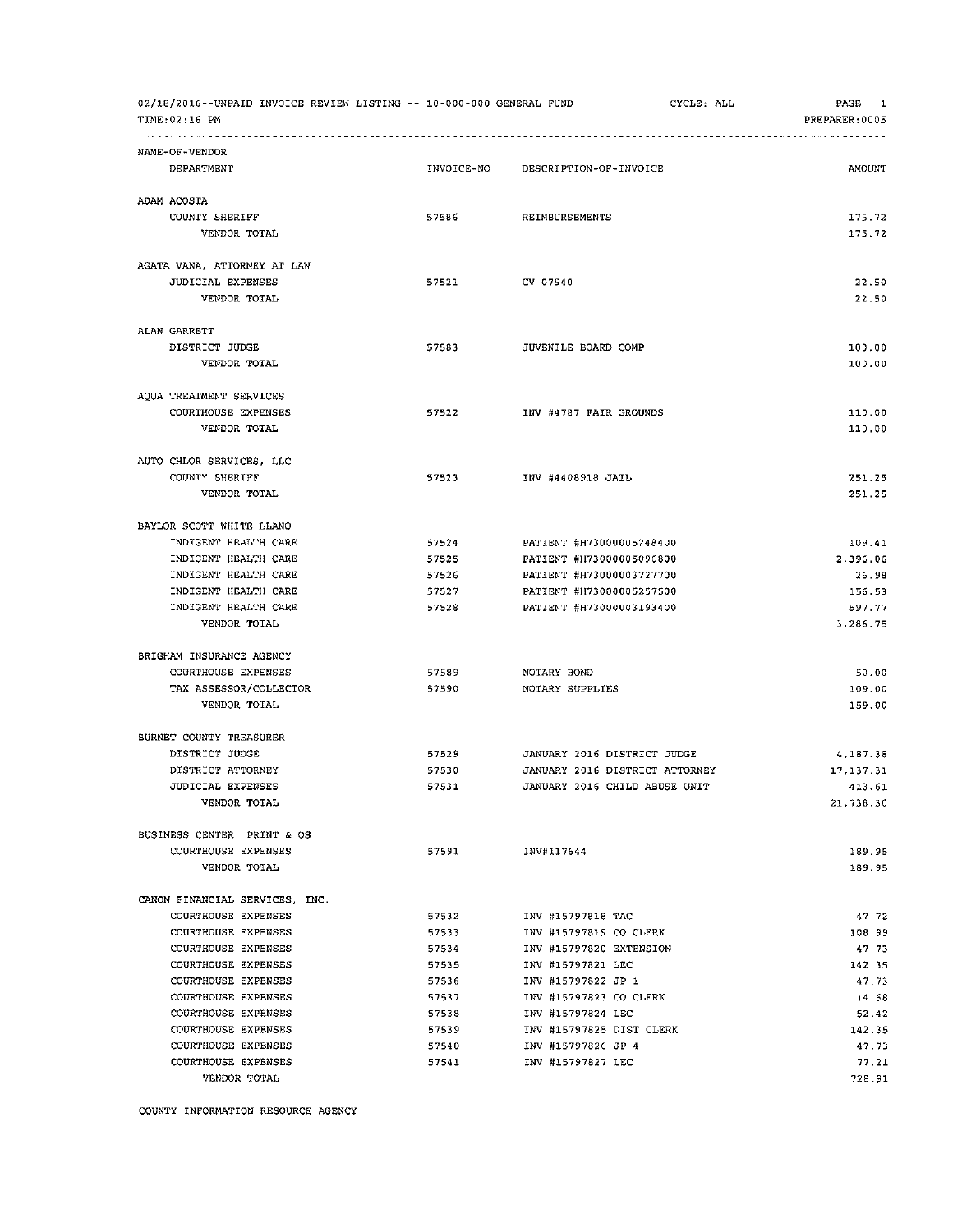02/18/2016--UNPAID INVOICE REVIEW LISTING -- 10-000-000 GENERAL FUND CYCLE: ALL

TIME:02:16 PM PREPARER:0005

| NAME-OF-VENDOR / DEPARTMENT | INVOICE-NO | DESCRIPTION-OF-INVOICE | AMOUNT |
|---|---|---|---|
| **ADAM ACOSTA** | | | |
| COUNTY SHERIFF | 57586 | REIMBURSEMENTS | 175.72 |
| VENDOR TOTAL | | | 175.72 |
| **AGATA VANA, ATTORNEY AT LAW** | | | |
| JUDICIAL EXPENSES | 57521 | CV 07940 | 22.50 |
| VENDOR TOTAL | | | 22.50 |
| **ALAN GARRETT** | | | |
| DISTRICT JUDGE | 57583 | JUVENILE BOARD COMP | 100.00 |
| VENDOR TOTAL | | | 100.00 |
| **AQUA TREATMENT SERVICES** | | | |
| COURTHOUSE EXPENSES | 57522 | INV #4787 FAIR GROUNDS | 110.00 |
| VENDOR TOTAL | | | 110.00 |
| **AUTO CHLOR SERVICES, LLC** | | | |
| COUNTY SHERIFF | 57523 | INV #4408918 JAIL | 251.25 |
| VENDOR TOTAL | | | 251.25 |
| **BAYLOR SCOTT WHITE LLANO** | | | |
| INDIGENT HEALTH CARE | 57524 | PATIENT #H73000005248400 | 109.41 |
| INDIGENT HEALTH CARE | 57525 | PATIENT #H73000005096800 | 2,396.06 |
| INDIGENT HEALTH CARE | 57526 | PATIENT #H73000003727700 | 26.98 |
| INDIGENT HEALTH CARE | 57527 | PATIENT #H73000005257500 | 156.53 |
| INDIGENT HEALTH CARE | 57528 | PATIENT #H73000003193400 | 597.77 |
| VENDOR TOTAL | | | 3,286.75 |
| **BRIGHAM INSURANCE AGENCY** | | | |
| COURTHOUSE EXPENSES | 57589 | NOTARY BOND | 50.00 |
| TAX ASSESSOR/COLLECTOR | 57590 | NOTARY SUPPLIES | 109.00 |
| VENDOR TOTAL | | | 159.00 |
| **BURNET COUNTY TREASURER** | | | |
| DISTRICT JUDGE | 57529 | JANUARY 2016 DISTRICT JUDGE | 4,187.38 |
| DISTRICT ATTORNEY | 57530 | JANUARY 2016 DISTRICT ATTORNEY | 17,137.31 |
| JUDICIAL EXPENSES | 57531 | JANUARY 2016 CHILD ABUSE UNIT | 413.61 |
| VENDOR TOTAL | | | 21,738.30 |
| **BUSINESS CENTER PRINT & OS** | | | |
| COURTHOUSE EXPENSES | 57591 | INV#117644 | 189.95 |
| VENDOR TOTAL | | | 189.95 |
| **CANON FINANCIAL SERVICES, INC.** | | | |
| COURTHOUSE EXPENSES | 57532 | INV #15797818 TAC | 47.72 |
| COURTHOUSE EXPENSES | 57533 | INV #15797819 CO CLERK | 108.99 |
| COURTHOUSE EXPENSES | 57534 | INV #15797820 EXTENSION | 47.73 |
| COURTHOUSE EXPENSES | 57535 | INV #15797821 LEC | 142.35 |
| COURTHOUSE EXPENSES | 57536 | INV #15797822 JP 1 | 47.73 |
| COURTHOUSE EXPENSES | 57537 | INV #15797823 CO CLERK | 14.68 |
| COURTHOUSE EXPENSES | 57538 | INV #15797824 LEC | 52.42 |
| COURTHOUSE EXPENSES | 57539 | INV #15797825 DIST CLERK | 142.35 |
| COURTHOUSE EXPENSES | 57540 | INV #15797826 JP 4 | 47.73 |
| COURTHOUSE EXPENSES | 57541 | INV #15797827 LEC | 77.21 |
| VENDOR TOTAL | | | 728.91 |
| **COUNTY INFORMATION RESOURCE AGENCY** | | | |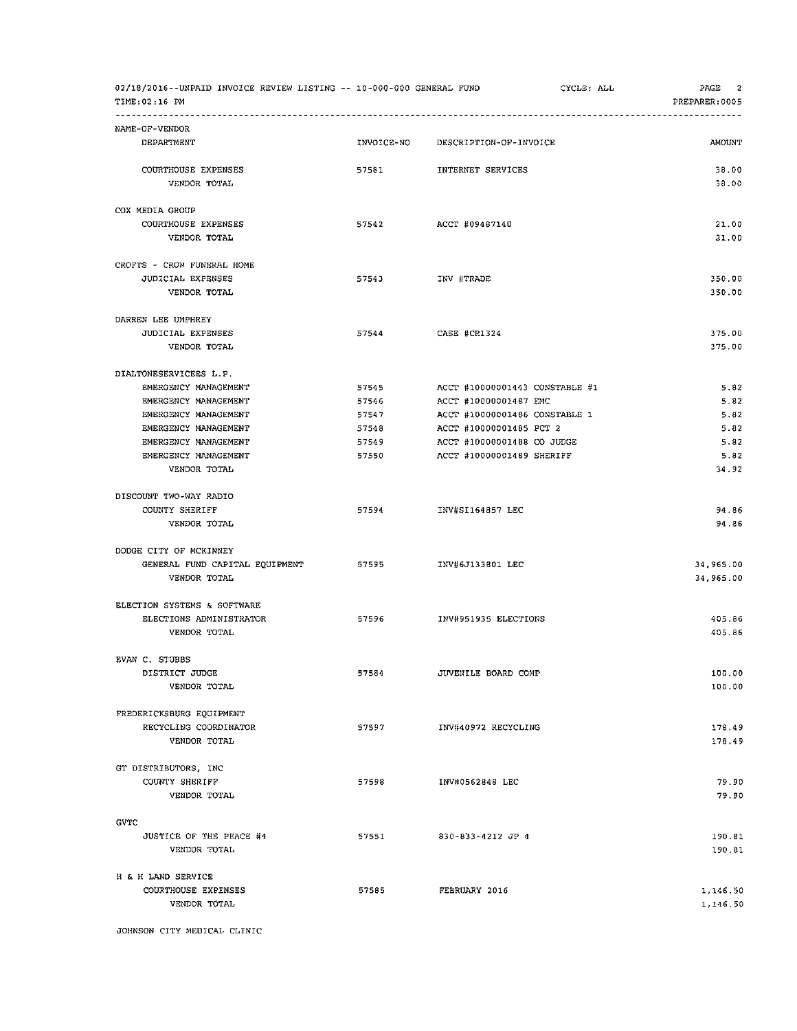02/18/2016--UNPAID INVOICE REVIEW LISTING -- 10-000-000 GENERAL FUND CYCLE: ALL PAGE 2
TIME:02:16 PM PREPARER:0005

| NAME-OF-VENDOR | | | |
|---|---|---|---|
| DEPARTMENT | INVOICE-NO | DESCRIPTION-OF-INVOICE | AMOUNT |
| COURTHOUSE EXPENSES | 57581 | INTERNET SERVICES | 38.00 |
| VENDOR TOTAL | | | 38.00 |
| COX MEDIA GROUP | | | |
| COURTHOUSE EXPENSES | 57542 | ACCT #09487140 | 21.00 |
| VENDOR TOTAL | | | 21.00 |
| CROFTS - CROW FUNERAL HOME | | | |
| JUDICIAL EXPENSES | 57543 | INV #TRADE | 350.00 |
| VENDOR TOTAL | | | 350.00 |
| DARREN LEE UMPHREY | | | |
| JUDICIAL EXPENSES | 57544 | CASE #CR1324 | 375.00 |
| VENDOR TOTAL | | | 375.00 |
| DIALTONESERVICEES L.P. | | | |
| EMERGENCY MANAGEMENT | 57545 | ACCT #10000001443 CONSTABLE #1 | 5.82 |
| EMERGENCY MANAGEMENT | 57546 | ACCT #10000001487 EMC | 5.82 |
| EMERGENCY MANAGEMENT | 57547 | ACCT #10000001486 CONSTABLE 1 | 5.82 |
| EMERGENCY MANAGEMENT | 57548 | ACCT #10000001485 PCT 2 | 5.82 |
| EMERGENCY MANAGEMENT | 57549 | ACCT #10000001488 CO JUDGE | 5.82 |
| EMERGENCY MANAGEMENT | 57550 | ACCT #10000001489 SHERIFF | 5.82 |
| VENDOR TOTAL | | | 34.92 |
| DISCOUNT TWO-WAY RADIO | | | |
| COUNTY SHERIFF | 57594 | INV#SI164857 LEC | 94.86 |
| VENDOR TOTAL | | | 94.86 |
| DODGE CITY OF MCKINNEY | | | |
| GENERAL FUND CAPITAL EQUIPMENT | 57595 | INV#6J133801 LEC | 34,965.00 |
| VENDOR TOTAL | | | 34,965.00 |
| ELECTION SYSTEMS & SOFTWARE | | | |
| ELECTIONS ADMINISTRATOR | 57596 | INV#951935 ELECTIONS | 405.86 |
| VENDOR TOTAL | | | 405.86 |
| EVAN C. STUBBS | | | |
| DISTRICT JUDGE | 57584 | JUVENILE BOARD COMP | 100.00 |
| VENDOR TOTAL | | | 100.00 |
| FREDERICKSBURG EQUIPMENT | | | |
| RECYCLING COORDINATOR | 57597 | INV#40972 RECYCLING | 178.49 |
| VENDOR TOTAL | | | 178.49 |
| GT DISTRIBUTORS, INC | | | |
| COUNTY SHERIFF | 57598 | INV#0562848 LEC | 79.90 |
| VENDOR TOTAL | | | 79.90 |
| GVTC | | | |
| JUSTICE OF THE PEACE #4 | 57551 | 830-833-4212 JP 4 | 190.81 |
| VENDOR TOTAL | | | 190.81 |
| H & H LAND SERVICE | | | |
| COURTHOUSE EXPENSES | 57585 | FEBRUARY 2016 | 1,146.50 |
| VENDOR TOTAL | | | 1,146.50 |
| JOHNSON CITY MEDICAL CLINIC | | | |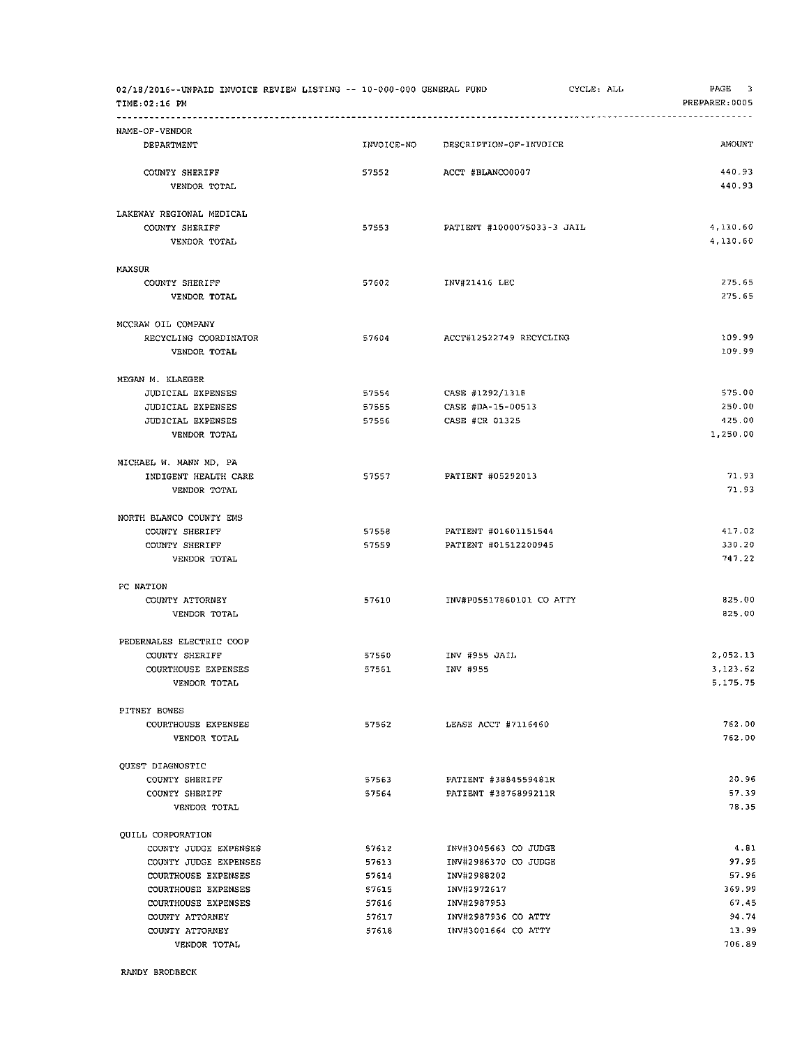02/18/2016--UNPAID INVOICE REVIEW LISTING -- 10-000-000 GENERAL FUND CYCLE: ALL PREPARER:0005
TIME:02:16 PM

| NAME-OF-VENDOR / DEPARTMENT | INVOICE-NO | DESCRIPTION-OF-INVOICE | AMOUNT |
|---|---|---|---|
| COUNTY SHERIFF | 57552 | ACCT #BLANCO0007 | 440.93 |
| VENDOR TOTAL | | | 440.93 |
| LAKEWAY REGIONAL MEDICAL | | | |
| COUNTY SHERIFF | 57553 | PATIENT #1000075033-3 JAIL | 4,110.60 |
| VENDOR TOTAL | | | 4,110.60 |
| MAXSUR | | | |
| COUNTY SHERIFF | 57602 | INV#21416 LEC | 275.65 |
| VENDOR TOTAL | | | 275.65 |
| MCCRAW OIL COMPANY | | | |
| RECYCLING COORDINATOR | 57604 | ACCT#12522749 RECYCLING | 109.99 |
| VENDOR TOTAL | | | 109.99 |
| MEGAN M. KLAEGER | | | |
| JUDICIAL EXPENSES | 57554 | CASE #1292/1318 | 575.00 |
| JUDICIAL EXPENSES | 57555 | CASE #DA-15-00513 | 250.00 |
| JUDICIAL EXPENSES | 57556 | CASE #CR 01325 | 425.00 |
| VENDOR TOTAL | | | 1,250.00 |
| MICHAEL W. MANN MD, PA | | | |
| INDIGENT HEALTH CARE | 57557 | PATIENT #05292013 | 71.93 |
| VENDOR TOTAL | | | 71.93 |
| NORTH BLANCO COUNTY EMS | | | |
| COUNTY SHERIFF | 57558 | PATIENT #01601151544 | 417.02 |
| COUNTY SHERIFF | 57559 | PATIENT #01512200945 | 330.20 |
| VENDOR TOTAL | | | 747.22 |
| PC NATION | | | |
| COUNTY ATTORNEY | 57610 | INV#P05517860101 CO ATTY | 825.00 |
| VENDOR TOTAL | | | 825.00 |
| PEDERNALES ELECTRIC COOP | | | |
| COUNTY SHERIFF | 57560 | INV #955 JAIL | 2,052.13 |
| COURTHOUSE EXPENSES | 57561 | INV #955 | 3,123.62 |
| VENDOR TOTAL | | | 5,175.75 |
| PITNEY BOWES | | | |
| COURTHOUSE EXPENSES | 57562 | LEASE ACCT #7116460 | 762.00 |
| VENDOR TOTAL | | | 762.00 |
| QUEST DIAGNOSTIC | | | |
| COUNTY SHERIFF | 57563 | PATIENT #3884559481R | 20.96 |
| COUNTY SHERIFF | 57564 | PATIENT #3876899211R | 57.39 |
| VENDOR TOTAL | | | 78.35 |
| QUILL CORPORATION | | | |
| COUNTY JUDGE EXPENSES | 57612 | INV#3045663 CO JUDGE | 4.81 |
| COUNTY JUDGE EXPENSES | 57613 | INV#2986370 CO JUDGE | 97.95 |
| COURTHOUSE EXPENSES | 57614 | INV#2988202 | 57.96 |
| COURTHOUSE EXPENSES | 57615 | INV#2972617 | 369.99 |
| COURTHOUSE EXPENSES | 57616 | INV#2987953 | 67.45 |
| COUNTY ATTORNEY | 57617 | INV#2987936 CO ATTY | 94.74 |
| COUNTY ATTORNEY | 57618 | INV#3001664 CO ATTY | 13.99 |
| VENDOR TOTAL | | | 706.89 |

RANDY BRODBECK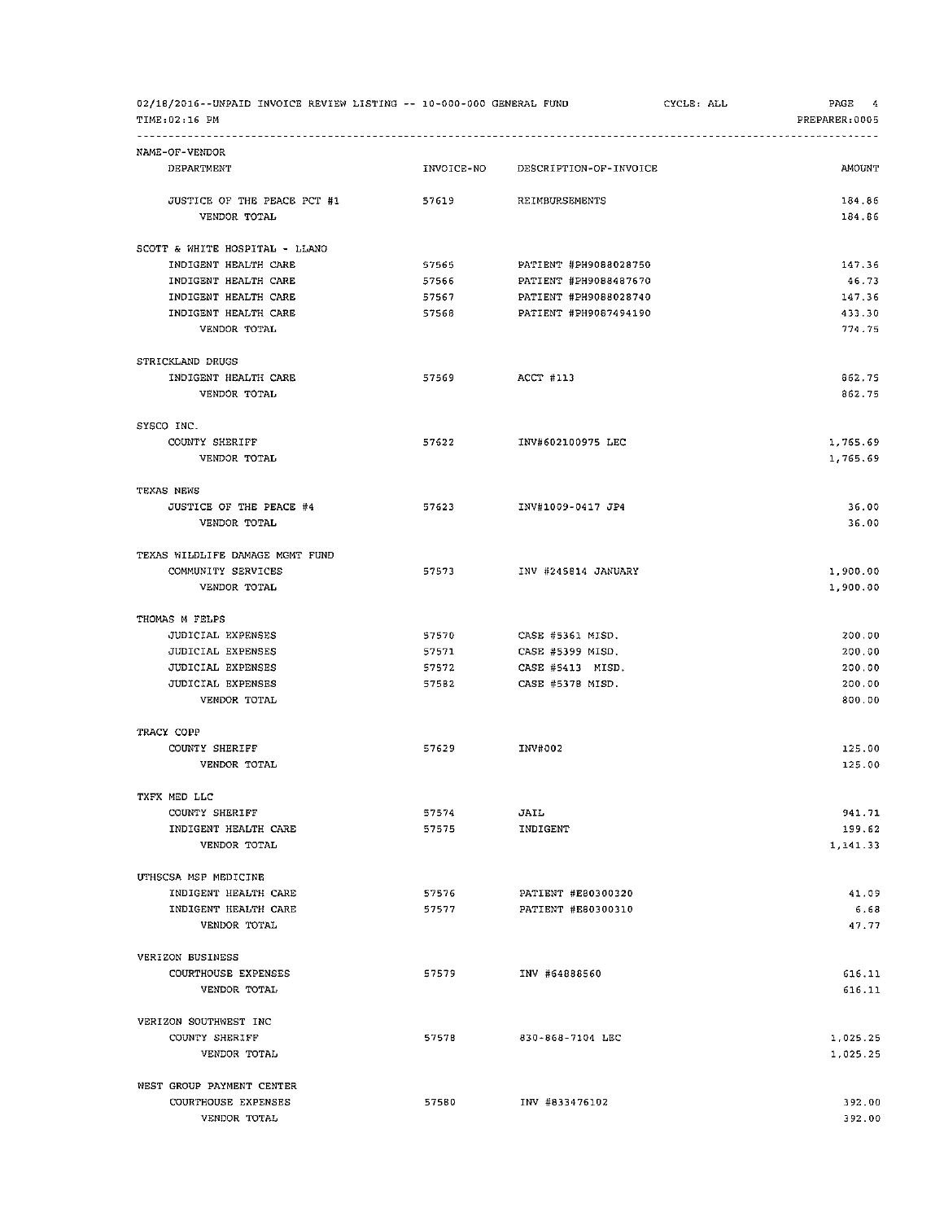02/18/2016--UNPAID INVOICE REVIEW LISTING -- 10-000-000 GENERAL FUND CYCLE: ALL

TIME:02:16 PM PREPARER:0005

| NAME-OF-VENDOR / DEPARTMENT | INVOICE-NO | DESCRIPTION-OF-INVOICE | AMOUNT |
|---|---|---|---|
| JUSTICE OF THE PEACE PCT #1 | 57619 | REIMBURSEMENTS | 184.86 |
| VENDOR TOTAL | | | 184.86 |
| **SCOTT & WHITE HOSPITAL - LLANO** | | | |
| INDIGENT HEALTH CARE | 57565 | PATIENT #PH9088028750 | 147.36 |
| INDIGENT HEALTH CARE | 57566 | PATIENT #PH9088487670 | 46.73 |
| INDIGENT HEALTH CARE | 57567 | PATIENT #PH9088028740 | 147.36 |
| INDIGENT HEALTH CARE | 57568 | PATIENT #PH9087494190 | 433.30 |
| VENDOR TOTAL | | | 774.75 |
| **STRICKLAND DRUGS** | | | |
| INDIGENT HEALTH CARE | 57569 | ACCT #113 | 862.75 |
| VENDOR TOTAL | | | 862.75 |
| **SYSCO INC.** | | | |
| COUNTY SHERIFF | 57622 | INV#602100975 LEC | 1,765.69 |
| VENDOR TOTAL | | | 1,765.69 |
| **TEXAS NEWS** | | | |
| JUSTICE OF THE PEACE #4 | 57623 | INV#1009-0417 JP4 | 36.00 |
| VENDOR TOTAL | | | 36.00 |
| **TEXAS WILDLIFE DAMAGE MGMT FUND** | | | |
| COMMUNITY SERVICES | 57573 | INV #245814 JANUARY | 1,900.00 |
| VENDOR TOTAL | | | 1,900.00 |
| **THOMAS M FELPS** | | | |
| JUDICIAL EXPENSES | 57570 | CASE #5361 MISD. | 200.00 |
| JUDICIAL EXPENSES | 57571 | CASE #5399 MISD. | 200.00 |
| JUDICIAL EXPENSES | 57572 | CASE #5413 MISD. | 200.00 |
| JUDICIAL EXPENSES | 57582 | CASE #5378 MISD. | 200.00 |
| VENDOR TOTAL | | | 800.00 |
| **TRACY COPP** | | | |
| COUNTY SHERIFF | 57629 | INV#002 | 125.00 |
| VENDOR TOTAL | | | 125.00 |
| **TXFX MED LLC** | | | |
| COUNTY SHERIFF | 57574 | JAIL | 941.71 |
| INDIGENT HEALTH CARE | 57575 | INDIGENT | 199.62 |
| VENDOR TOTAL | | | 1,141.33 |
| **UTHSCSA MSP MEDICINE** | | | |
| INDIGENT HEALTH CARE | 57576 | PATIENT #E80300320 | 41.09 |
| INDIGENT HEALTH CARE | 57577 | PATIENT #E80300310 | 6.68 |
| VENDOR TOTAL | | | 47.77 |
| **VERIZON BUSINESS** | | | |
| COURTHOUSE EXPENSES | 57579 | INV #64888560 | 616.11 |
| VENDOR TOTAL | | | 616.11 |
| **VERIZON SOUTHWEST INC** | | | |
| COUNTY SHERIFF | 57578 | 830-868-7104 LEC | 1,025.25 |
| VENDOR TOTAL | | | 1,025.25 |
| **WEST GROUP PAYMENT CENTER** | | | |
| COURTHOUSE EXPENSES | 57580 | INV #833476102 | 392.00 |
| VENDOR TOTAL | | | 392.00 |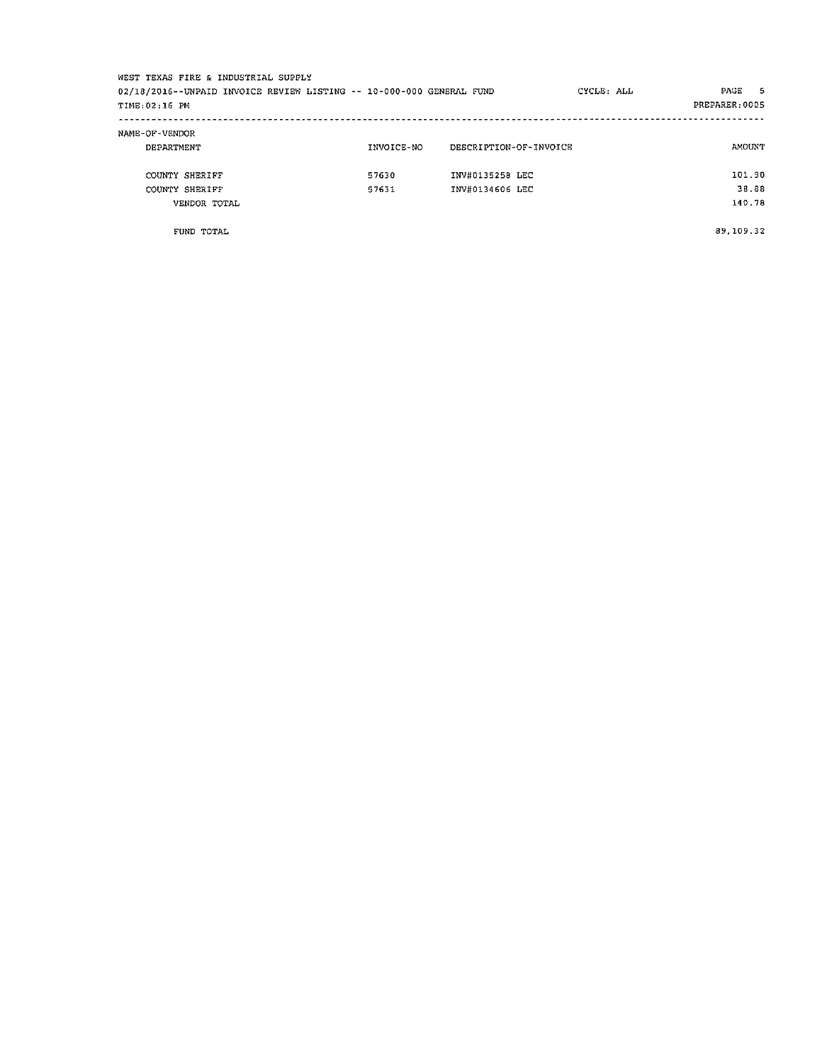WEST TEXAS FIRE & INDUSTRIAL SUPPLY

02/18/2016--UNPAID INVOICE REVIEW LISTING -- 10-000-000 GENERAL FUND CYCLE: ALL PAGE 5

TIME:02:16 PM PREPARER:0005

| NAME-OF-VENDOR | | | |
|---|---|---|---|
| DEPARTMENT | INVOICE-NO | DESCRIPTION-OF-INVOICE | AMOUNT |
| COUNTY SHERIFF | 57630 | INV#0135258 LEC | 101.90 |
| COUNTY SHERIFF | 57631 | INV#0134606 LEC | 38.88 |
| VENDOR TOTAL | | | 140.78 |
| FUND TOTAL | | | 89,109.32 |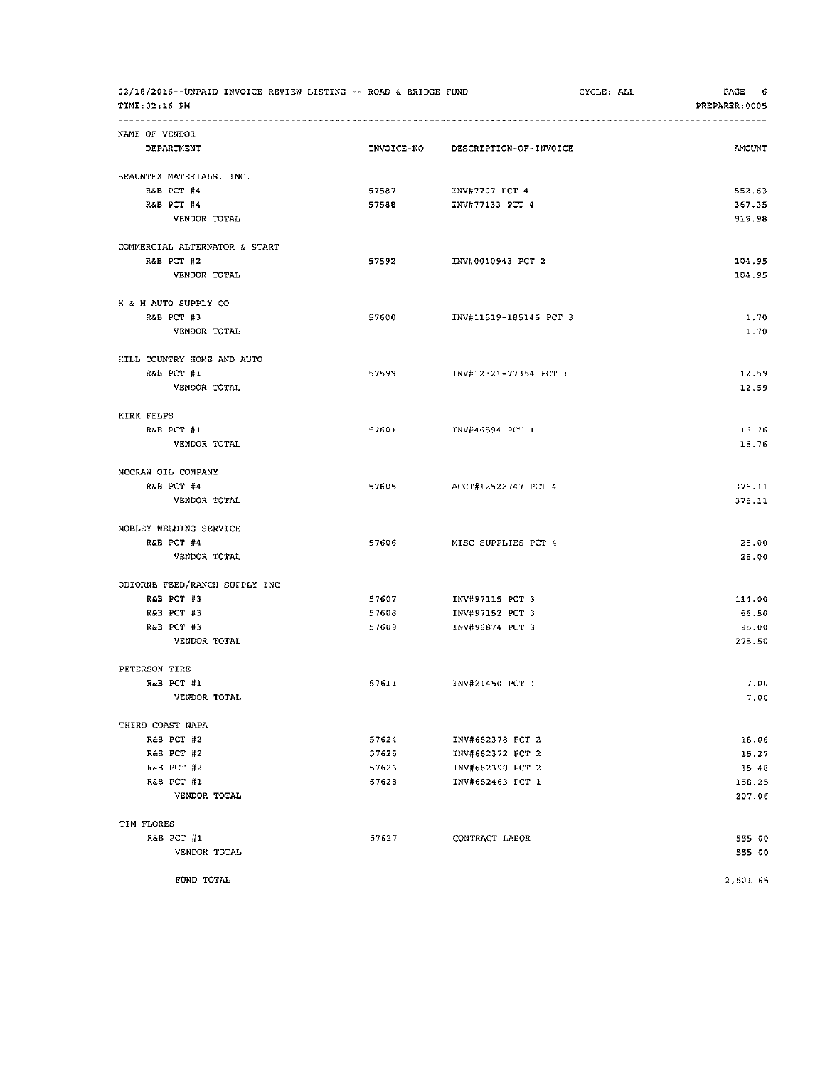02/18/2016--UNPAID INVOICE REVIEW LISTING -- ROAD & BRIDGE FUND CYCLE: ALL PAGE 6
TIME:02:16 PM PREPARER:0005

| NAME-OF-VENDOR<br>DEPARTMENT | INVOICE-NO | DESCRIPTION-OF-INVOICE | AMOUNT |
|---|---|---|---|
| BRAUNTEX MATERIALS, INC. | | | |
| R&B PCT #4 | 57587 | INV#7707 PCT 4 | 552.63 |
| R&B PCT #4 | 57588 | INV#77133 PCT 4 | 367.35 |
| VENDOR TOTAL | | | 919.98 |
| COMMERCIAL ALTERNATOR & START | | | |
| R&B PCT #2 | 57592 | INV#0010943 PCT 2 | 104.95 |
| VENDOR TOTAL | | | 104.95 |
| H & H AUTO SUPPLY CO | | | |
| R&B PCT #3 | 57600 | INV#11519-185146 PCT 3 | 1.70 |
| VENDOR TOTAL | | | 1.70 |
| HILL COUNTRY HOME AND AUTO | | | |
| R&B PCT #1 | 57599 | INV#12321-77354 PCT 1 | 12.59 |
| VENDOR TOTAL | | | 12.59 |
| KIRK FELPS | | | |
| R&B PCT #1 | 57601 | INV#46594 PCT 1 | 16.76 |
| VENDOR TOTAL | | | 16.76 |
| MCCRAW OIL COMPANY | | | |
| R&B PCT #4 | 57605 | ACCT#12522747 PCT 4 | 376.11 |
| VENDOR TOTAL | | | 376.11 |
| MOBLEY WELDING SERVICE | | | |
| R&B PCT #4 | 57606 | MISC SUPPLIES PCT 4 | 25.00 |
| VENDOR TOTAL | | | 25.00 |
| ODIORNE FEED/RANCH SUPPLY INC | | | |
| R&B PCT #3 | 57607 | INV#97115 PCT 3 | 114.00 |
| R&B PCT #3 | 57608 | INV#97152 PCT 3 | 66.50 |
| R&B PCT #3 | 57609 | INV#96874 PCT 3 | 95.00 |
| VENDOR TOTAL | | | 275.50 |
| PETERSON TIRE | | | |
| R&B PCT #1 | 57611 | INV#21450 PCT 1 | 7.00 |
| VENDOR TOTAL | | | 7.00 |
| THIRD COAST NAPA | | | |
| R&B PCT #2 | 57624 | INV#682378 PCT 2 | 18.06 |
| R&B PCT #2 | 57625 | INV#682372 PCT 2 | 15.27 |
| R&B PCT #2 | 57626 | INV#682390 PCT 2 | 15.48 |
| R&B PCT #1 | 57628 | INV#682463 PCT 1 | 158.25 |
| VENDOR TOTAL | | | 207.06 |
| TIM FLORES | | | |
| R&B PCT #1 | 57627 | CONTRACT LABOR | 555.00 |
| VENDOR TOTAL | | | 555.00 |
| FUND TOTAL | | | 2,501.65 |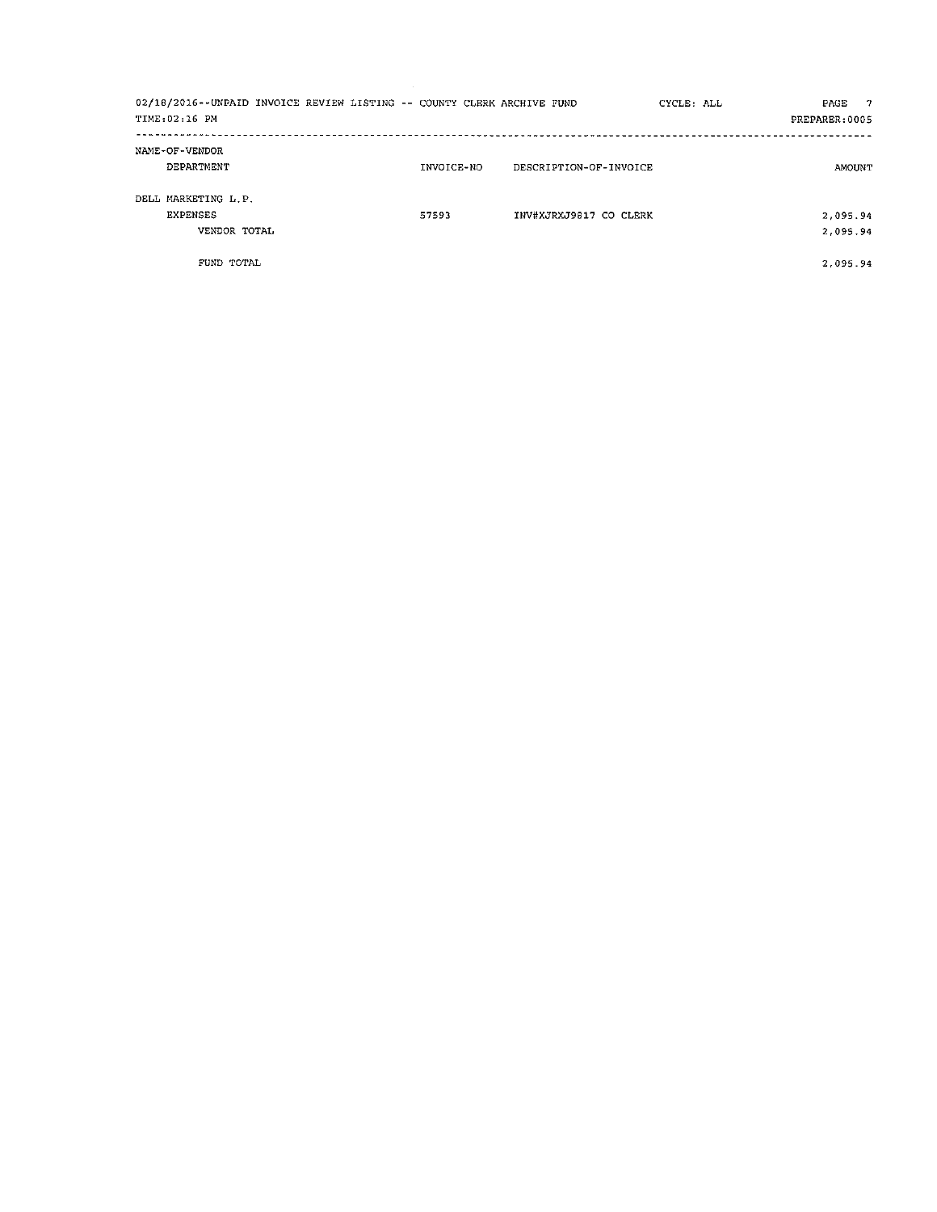02/18/2016--UNPAID INVOICE REVIEW LISTING -- COUNTY CLERK ARCHIVE FUND CYCLE: ALL PREPARER:0005

TIME:02:16 PM

| NAME-OF-VENDOR DEPARTMENT | INVOICE-NO | DESCRIPTION-OF-INVOICE | AMOUNT |
|---|---|---|---|
| DELL MARKETING L.P. | | | |
| EXPENSES | 57593 | INV#XJRXJ9817 CO CLERK | 2,095.94 |
| VENDOR TOTAL | | | 2,095.94 |
| FUND TOTAL | | | 2,095.94 |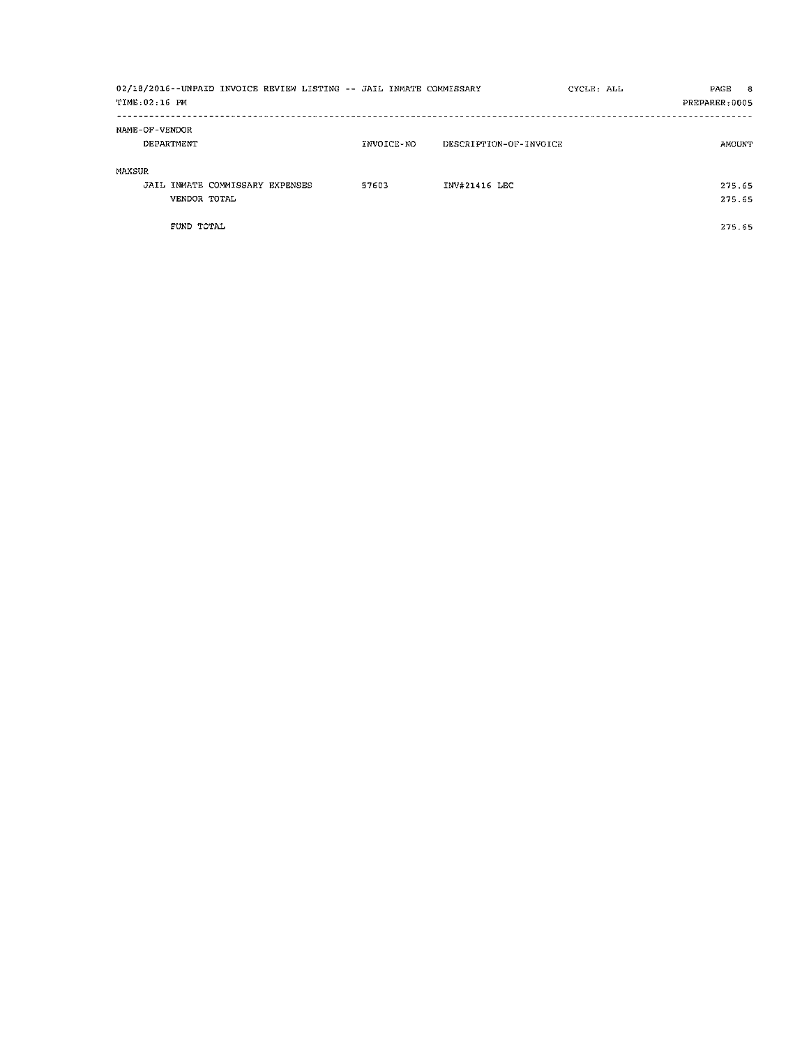02/18/2016--UNPAID INVOICE REVIEW LISTING -- JAIL INMATE COMMISSARY CYCLE: ALL

TIME:02:16 PM PREPARER:0005

| NAME-OF-VENDOR / DEPARTMENT | INVOICE-NO | DESCRIPTION-OF-INVOICE | AMOUNT |
| --- | --- | --- | --- |
| MAXSUR | | | |
| JAIL INMATE COMMISSARY EXPENSES | 57603 | INV#21416 LEC | 275.65 |
| VENDOR TOTAL | | | 275.65 |
| FUND TOTAL | | | 275.65 |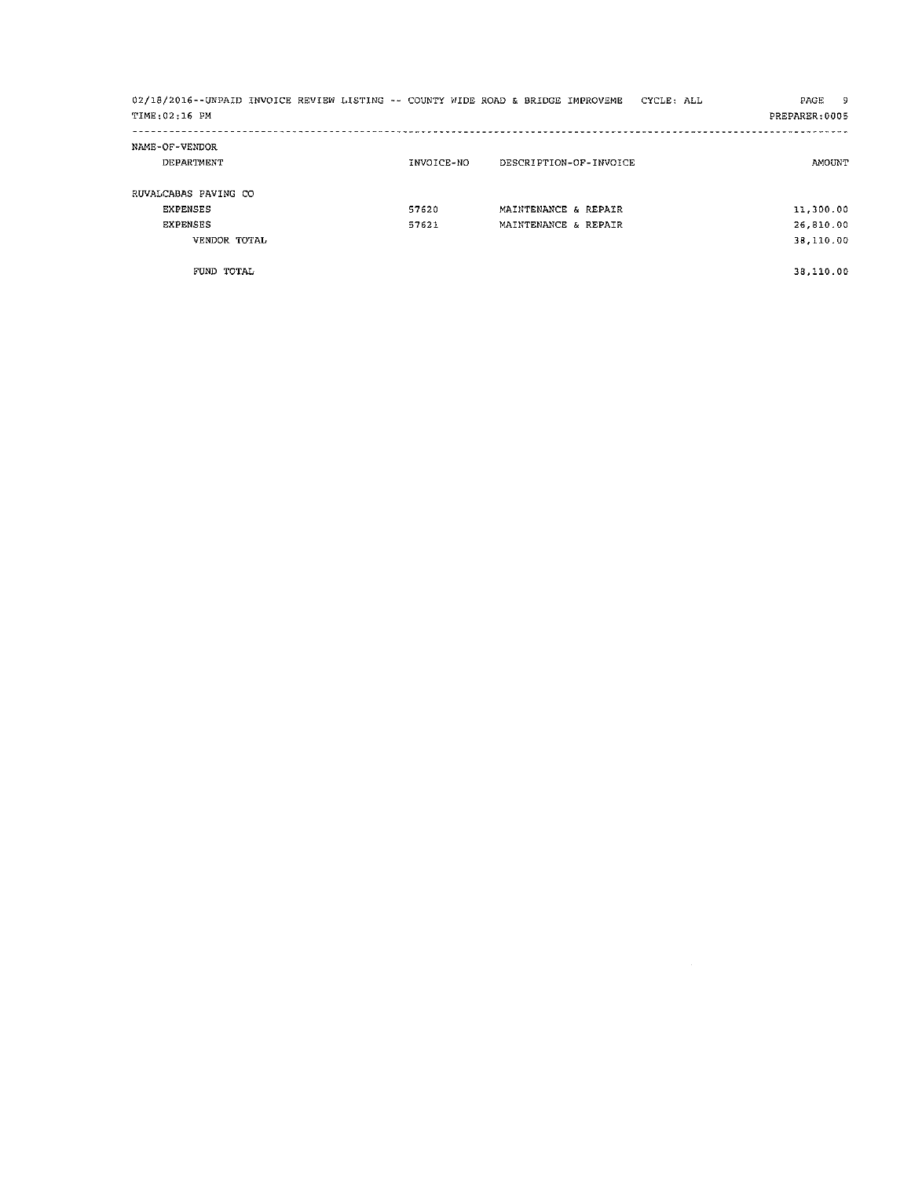02/18/2016--UNPAID INVOICE REVIEW LISTING -- COUNTY WIDE ROAD & BRIDGE IMPROVEME CYCLE: ALL

TIME:02:16 PM PREPARER:0005

| NAME-OF-VENDOR DEPARTMENT | INVOICE-NO | DESCRIPTION-OF-INVOICE | AMOUNT |
|---|---|---|---|
| RUVALCABAS PAVING CO | | | |
| EXPENSES | 57620 | MAINTENANCE & REPAIR | 11,300.00 |
| EXPENSES | 57621 | MAINTENANCE & REPAIR | 26,810.00 |
| VENDOR TOTAL | | | 38,110.00 |
| FUND TOTAL | | | 38,110.00 |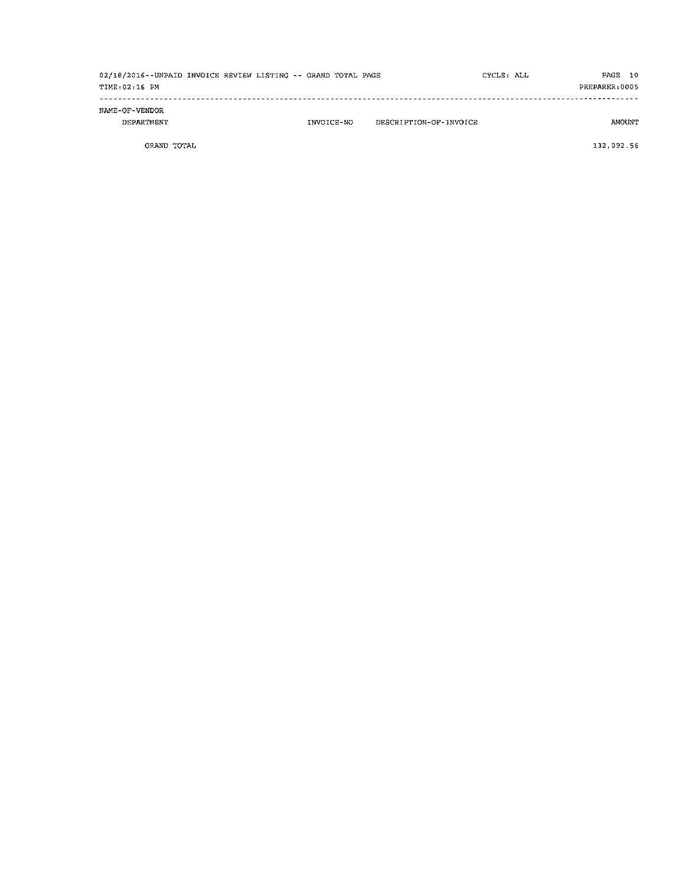02/18/2016--UNPAID INVOICE REVIEW LISTING -- GRAND TOTAL PAGE    CYCLE: ALL    PAGE 10

TIME:02:16 PM    PREPARER:0005

| NAME-OF-VENDOR DEPARTMENT | INVOICE-NO | DESCRIPTION-OF-INVOICE | AMOUNT |
|---|---|---|---|
| GRAND TOTAL | | | 132,092.56 |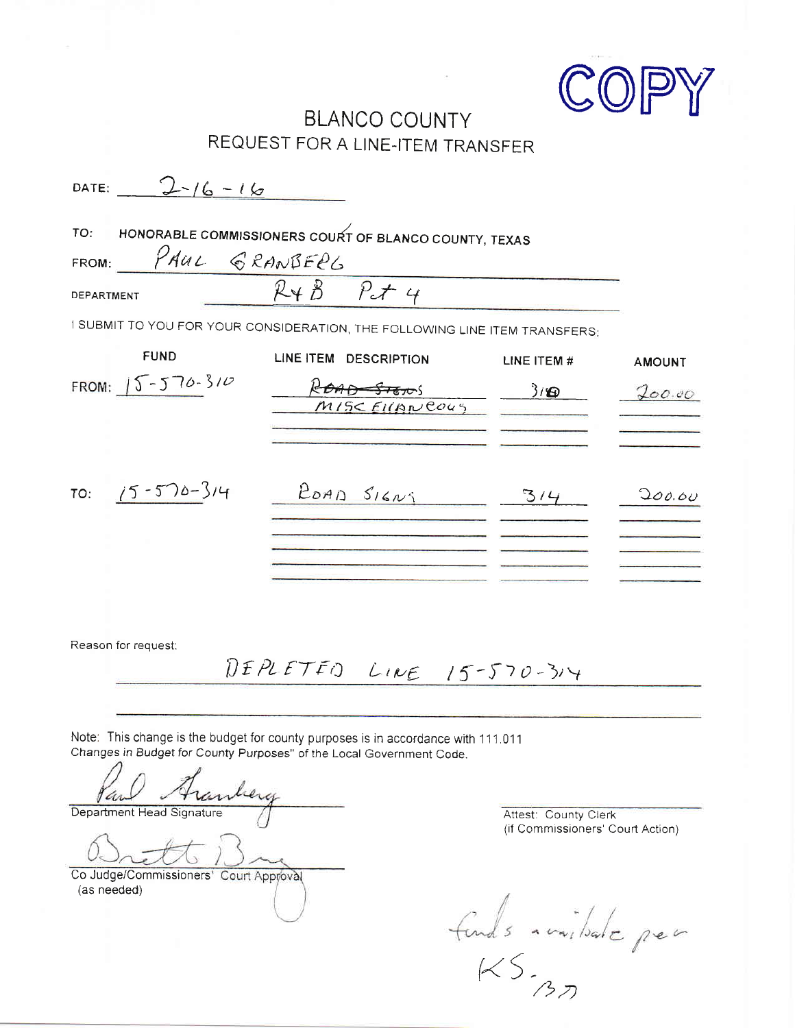COPY

# BLANCO COUNTY
## REQUEST FOR A LINE-ITEM TRANSFER

DATE: 2-16-16

TO: HONORABLE COMMISSIONERS COURT OF BLANCO COUNTY, TEXAS

FROM: PAUL GRANBERG

DEPARTMENT: R+B Pct 4

I SUBMIT TO YOU FOR YOUR CONSIDERATION, THE FOLLOWING LINE ITEM TRANSFERS:

| | FUND | LINE ITEM DESCRIPTION | LINE ITEM # | AMOUNT |
|---|---|---|---|---|
| FROM: | 15-570-310 | ~~ROAD SIGNS~~ MISCELLANEOUS | 310 | 200.00 |
| TO: | 15-570-314 | ROAD SIGNS | 314 | 200.00 |

Reason for request: DEPLETED LINE 15-570-314

Note: This change is the budget for county purposes is in accordance with 111.011 Changes in Budget for County Purposes" of the Local Government Code.

Paul Granberg
Department Head Signature

Attest: County Clerk
(If Commissioners' Court Action)

Brett Bray
Co Judge/Commissioners' Court Approval
(as needed)

funds available per KS. BB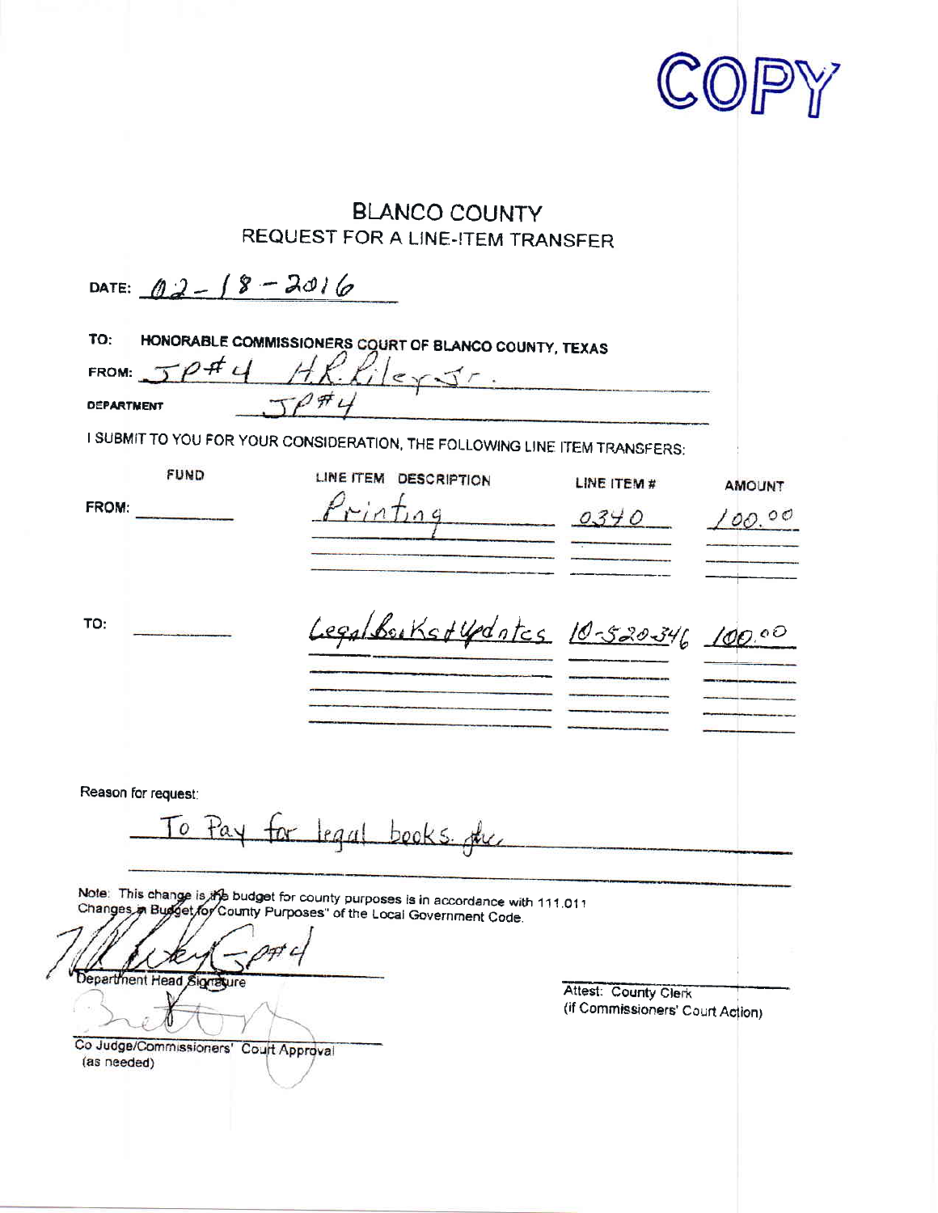COPY

# BLANCO COUNTY

## REQUEST FOR A LINE-ITEM TRANSFER

DATE: 02-18-2016

TO: HONORABLE COMMISSIONERS COURT OF BLANCO COUNTY, TEXAS

FROM: JP#4 H.R. Riley Jr.

DEPARTMENT JP#4

I SUBMIT TO YOU FOR YOUR CONSIDERATION, THE FOLLOWING LINE ITEM TRANSFERS:

| | FUND | LINE ITEM DESCRIPTION | LINE ITEM # | AMOUNT |
|---|---|---|---|---|
| FROM: | | Printing | 0340 | 100.00 |
| TO: | | Legal Books & Updates | 10-520-346 | 100.00 |

Reason for request:

To Pay for legal books. etc.

Note: This change is the budget for county purposes is in accordance with 111.011 Changes in Budget for County Purposes" of the Local Government Code.

Department Head Signature

Attest: County Clerk
(if Commissioners' Court Action)

Co Judge/Commissioners' Court Approval
(as needed)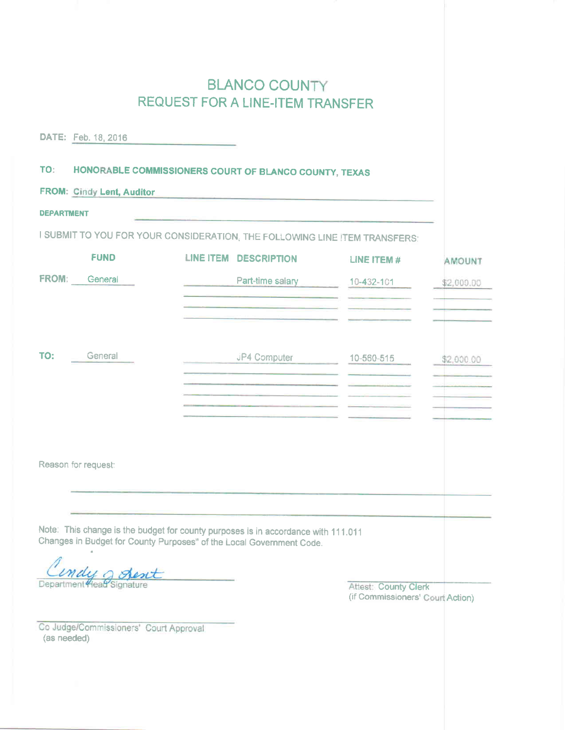# BLANCO COUNTY
## REQUEST FOR A LINE-ITEM TRANSFER

**DATE:** Feb. 18, 2016

**TO:** **HONORABLE COMMISSIONERS COURT OF BLANCO COUNTY, TEXAS**

**FROM:** **Cindy Lent, Auditor**

**DEPARTMENT**

I SUBMIT TO YOU FOR YOUR CONSIDERATION, THE FOLLOWING LINE ITEM TRANSFERS:

| | FUND | LINE ITEM DESCRIPTION | LINE ITEM # | AMOUNT |
|---|---|---|---|---|
| FROM: | General | Part-time salary | 10-432-101 | $2,000.00 |
| TO: | General | JP4 Computer | 10-560-515 | $2,000.00 |

Reason for request:

Note: This change is the budget for county purposes is in accordance with 111.011 Changes in Budget for County Purposes" of the Local Government Code.

Cindy J. Lent
Department Head Signature

Attest: County Clerk
(if Commissioners' Court Action)

Co Judge/Commissioners' Court Approval
(as needed)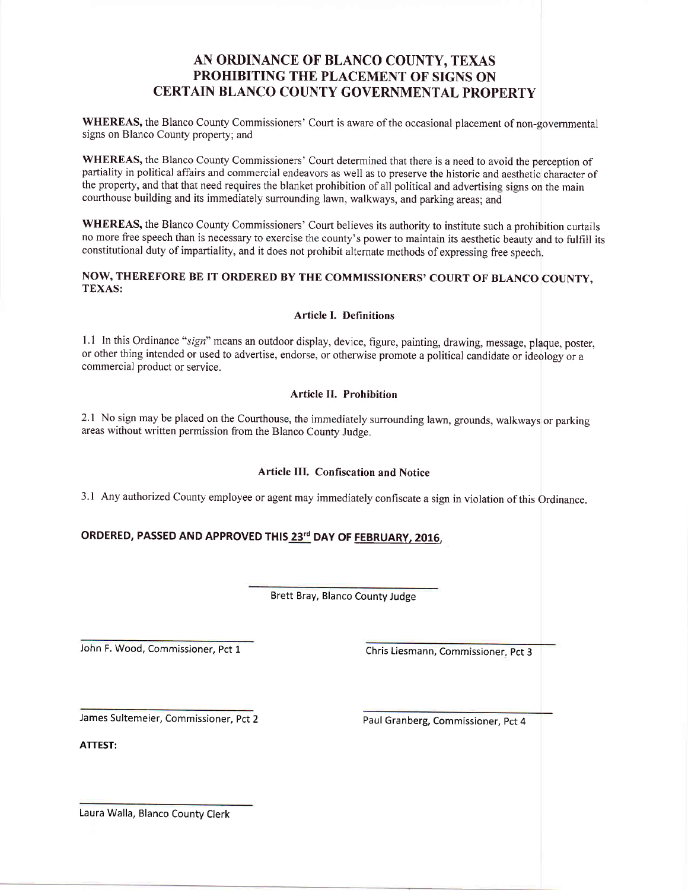# AN ORDINANCE OF BLANCO COUNTY, TEXAS PROHIBITING THE PLACEMENT OF SIGNS ON CERTAIN BLANCO COUNTY GOVERNMENTAL PROPERTY

**WHEREAS,** the Blanco County Commissioners' Court is aware of the occasional placement of non-governmental signs on Blanco County property; and

**WHEREAS,** the Blanco County Commissioners' Court determined that there is a need to avoid the perception of partiality in political affairs and commercial endeavors as well as to preserve the historic and aesthetic character of the property, and that that need requires the blanket prohibition of all political and advertising signs on the main courthouse building and its immediately surrounding lawn, walkways, and parking areas; and

**WHEREAS,** the Blanco County Commissioners' Court believes its authority to institute such a prohibition curtails no more free speech than is necessary to exercise the county's power to maintain its aesthetic beauty and to fulfill its constitutional duty of impartiality, and it does not prohibit alternate methods of expressing free speech.

**NOW, THEREFORE BE IT ORDERED BY THE COMMISSIONERS' COURT OF BLANCO COUNTY, TEXAS:**

### Article I. Definitions

1.1 In this Ordinance "*sign*" means an outdoor display, device, figure, painting, drawing, message, plaque, poster, or other thing intended or used to advertise, endorse, or otherwise promote a political candidate or ideology or a commercial product or service.

### Article II. Prohibition

2.1 No sign may be placed on the Courthouse, the immediately surrounding lawn, grounds, walkways or parking areas without written permission from the Blanco County Judge.

### Article III. Confiscation and Notice

3.1 Any authorized County employee or agent may immediately confiscate a sign in violation of this Ordinance.

**ORDERED, PASSED AND APPROVED THIS 23rd DAY OF FEBRUARY, 2016,**

Brett Bray, Blanco County Judge

John F. Wood, Commissioner, Pct 1

Chris Liesmann, Commissioner, Pct 3

James Sultemeier, Commissioner, Pct 2

Paul Granberg, Commissioner, Pct 4

**ATTEST:**

Laura Walla, Blanco County Clerk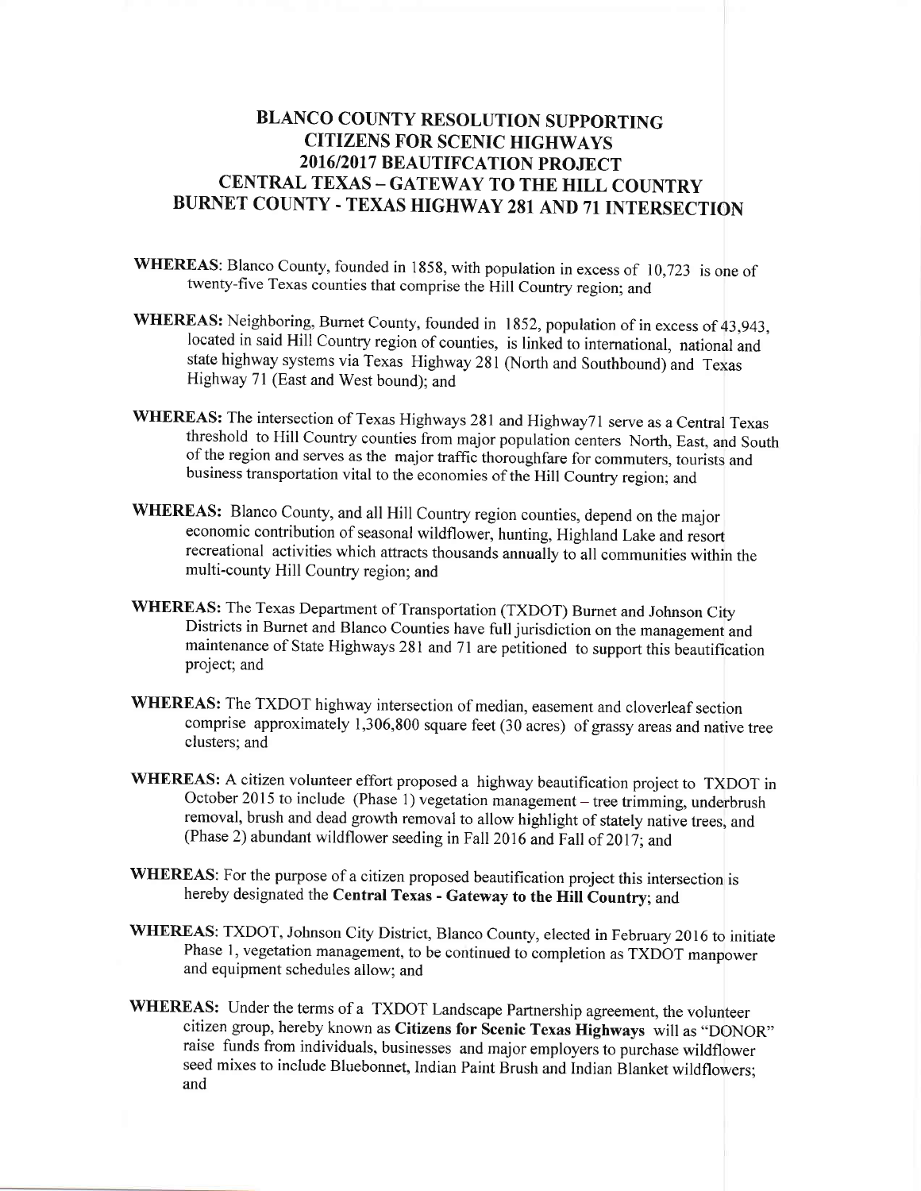# BLANCO COUNTY RESOLUTION SUPPORTING CITIZENS FOR SCENIC HIGHWAYS 2016/2017 BEAUTIFCATION PROJECT CENTRAL TEXAS – GATEWAY TO THE HILL COUNTRY BURNET COUNTY - TEXAS HIGHWAY 281 AND 71 INTERSECTION

**WHEREAS**: Blanco County, founded in 1858, with population in excess of 10,723 is one of twenty-five Texas counties that comprise the Hill Country region; and

**WHEREAS:** Neighboring, Burnet County, founded in 1852, population of in excess of 43,943, located in said Hill Country region of counties, is linked to international, national and state highway systems via Texas Highway 281 (North and Southbound) and Texas Highway 71 (East and West bound); and

**WHEREAS:** The intersection of Texas Highways 281 and Highway71 serve as a Central Texas threshold to Hill Country counties from major population centers North, East, and South of the region and serves as the major traffic thoroughfare for commuters, tourists and business transportation vital to the economies of the Hill Country region; and

**WHEREAS:** Blanco County, and all Hill Country region counties, depend on the major economic contribution of seasonal wildflower, hunting, Highland Lake and resort recreational activities which attracts thousands annually to all communities within the multi-county Hill Country region; and

**WHEREAS:** The Texas Department of Transportation (TXDOT) Burnet and Johnson City Districts in Burnet and Blanco Counties have full jurisdiction on the management and maintenance of State Highways 281 and 71 are petitioned to support this beautification project; and

**WHEREAS:** The TXDOT highway intersection of median, easement and cloverleaf section comprise approximately 1,306,800 square feet (30 acres) of grassy areas and native tree clusters; and

**WHEREAS:** A citizen volunteer effort proposed a highway beautification project to TXDOT in October 2015 to include (Phase 1) vegetation management – tree trimming, underbrush removal, brush and dead growth removal to allow highlight of stately native trees, and (Phase 2) abundant wildflower seeding in Fall 2016 and Fall of 2017; and

**WHEREAS**: For the purpose of a citizen proposed beautification project this intersection is hereby designated the **Central Texas - Gateway to the Hill Country**; and

**WHEREAS**: TXDOT, Johnson City District, Blanco County, elected in February 2016 to initiate Phase 1, vegetation management, to be continued to completion as TXDOT manpower and equipment schedules allow; and

**WHEREAS:** Under the terms of a TXDOT Landscape Partnership agreement, the volunteer citizen group, hereby known as **Citizens for Scenic Texas Highways** will as "DONOR" raise funds from individuals, businesses and major employers to purchase wildflower seed mixes to include Bluebonnet, Indian Paint Brush and Indian Blanket wildflowers; and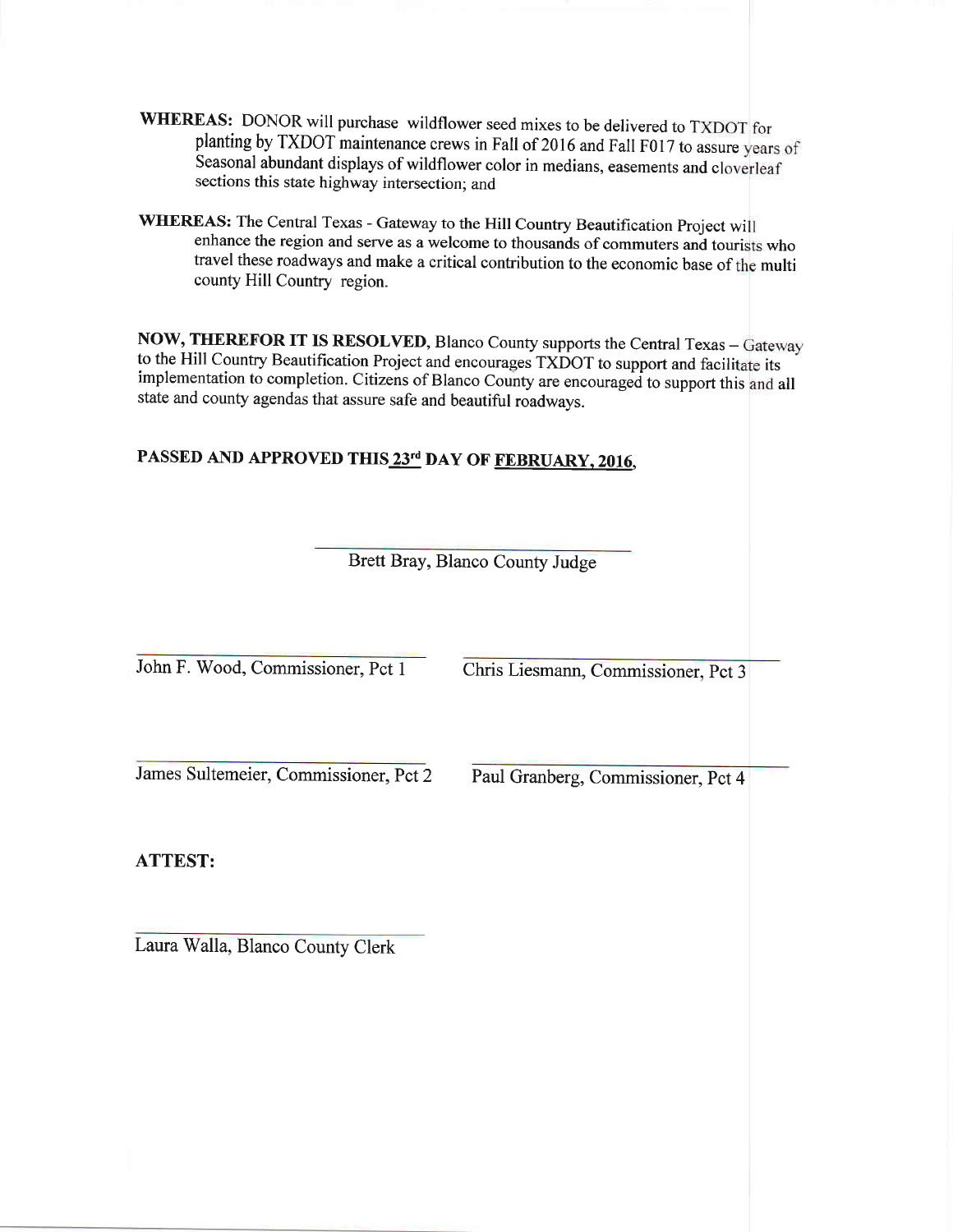**WHEREAS:** DONOR will purchase wildflower seed mixes to be delivered to TXDOT for planting by TXDOT maintenance crews in Fall of 2016 and Fall F017 to assure years of Seasonal abundant displays of wildflower color in medians, easements and cloverleaf sections this state highway intersection; and

**WHEREAS:** The Central Texas - Gateway to the Hill Country Beautification Project will enhance the region and serve as a welcome to thousands of commuters and tourists who travel these roadways and make a critical contribution to the economic base of the multi county Hill Country region.

**NOW, THEREFOR IT IS RESOLVED**, Blanco County supports the Central Texas – Gateway to the Hill Country Beautification Project and encourages TXDOT to support and facilitate its implementation to completion. Citizens of Blanco County are encouraged to support this and all state and county agendas that assure safe and beautiful roadways.

**PASSED AND APPROVED THIS 23rd DAY OF FEBRUARY, 2016,**

Brett Bray, Blanco County Judge

John F. Wood, Commissioner, Pct 1

Chris Liesmann, Commissioner, Pct 3

James Sultemeier, Commissioner, Pct 2

Paul Granberg, Commissioner, Pct 4

**ATTEST:**

Laura Walla, Blanco County Clerk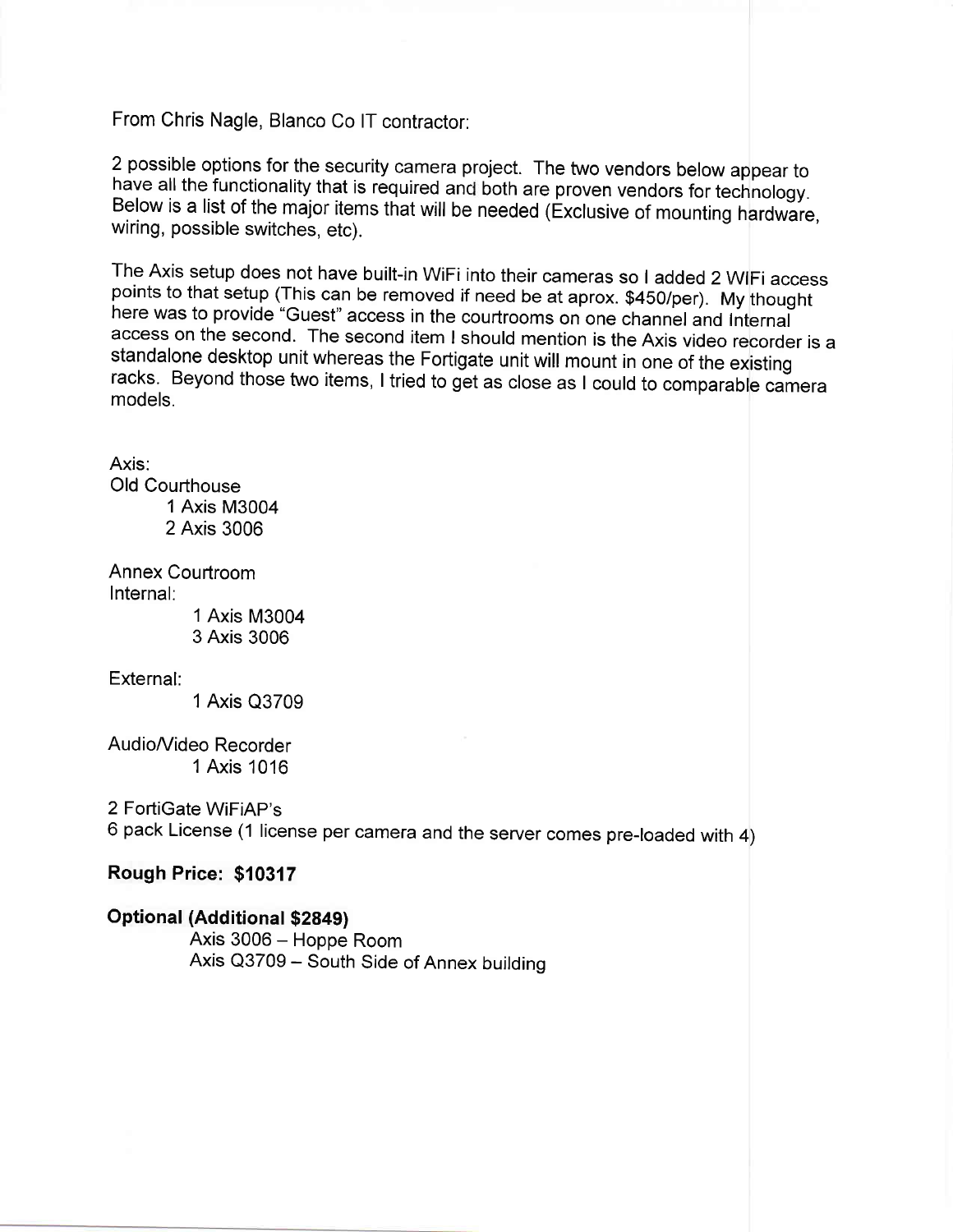From Chris Nagle, Blanco Co IT contractor:

2 possible options for the security camera project. The two vendors below appear to have all the functionality that is required and both are proven vendors for technology. Below is a list of the major items that will be needed (Exclusive of mounting hardware, wiring, possible switches, etc).

The Axis setup does not have built-in WiFi into their cameras so I added 2 WIFi access points to that setup (This can be removed if need be at aprox. $450/per). My thought here was to provide "Guest" access in the courtrooms on one channel and Internal access on the second. The second item I should mention is the Axis video recorder is a standalone desktop unit whereas the Fortigate unit will mount in one of the existing racks. Beyond those two items, I tried to get as close as I could to comparable camera models.

Axis:
Old Courthouse
- 1 Axis M3004
- 2 Axis 3006

Annex Courtroom
Internal:
- 1 Axis M3004
- 3 Axis 3006

External:
- 1 Axis Q3709

Audio/Video Recorder
- 1 Axis 1016

2 FortiGate WiFiAP's
6 pack License (1 license per camera and the server comes pre-loaded with 4)

**Rough Price: $10317**

**Optional (Additional $2849)**
- Axis 3006 – Hoppe Room
- Axis Q3709 – South Side of Annex building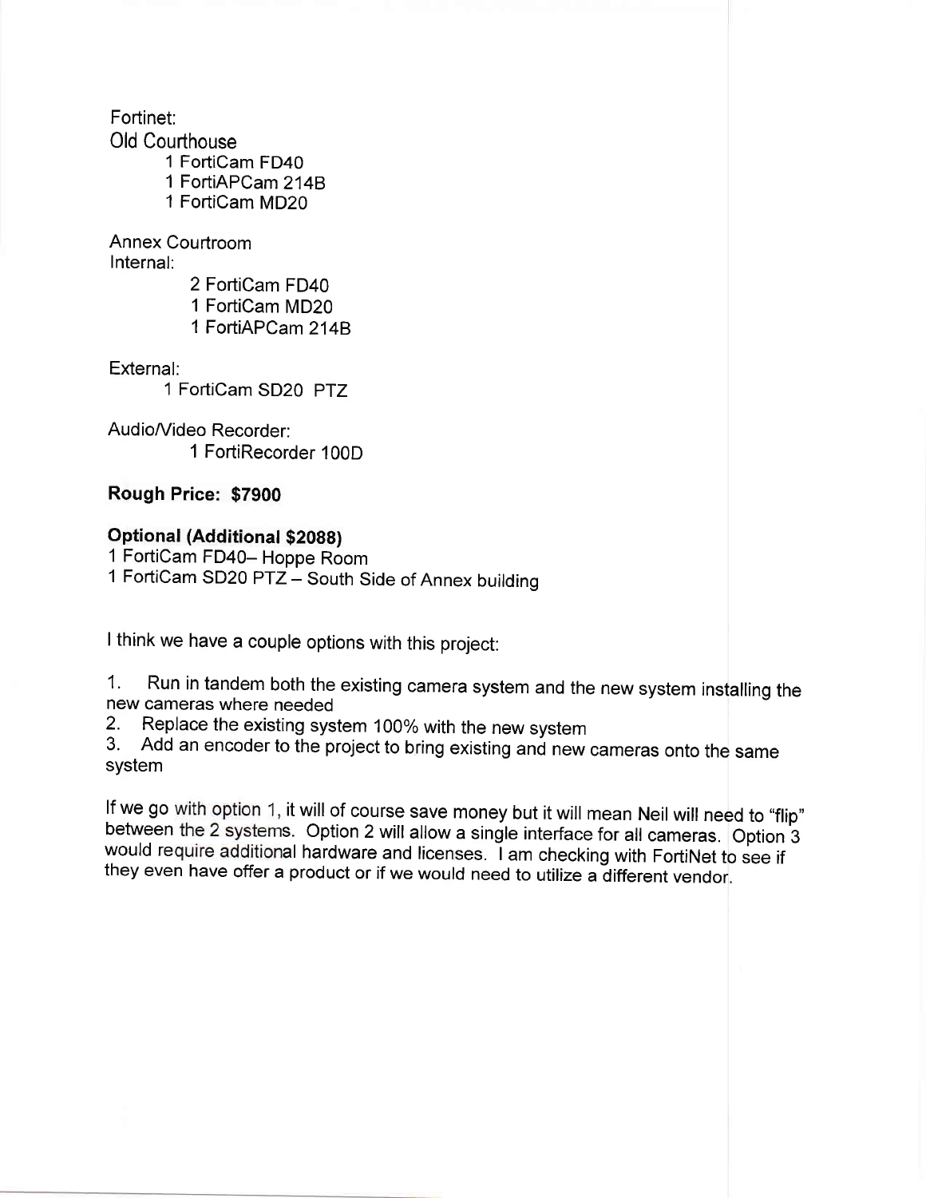Fortinet:

Old Courthouse

- 1 FortiCam FD40
- 1 FortiAPCam 214B
- 1 FortiCam MD20

Annex Courtroom

Internal:

- 2 FortiCam FD40
- 1 FortiCam MD20
- 1 FortiAPCam 214B

External:

- 1 FortiCam SD20 PTZ

Audio/Video Recorder:

- 1 FortiRecorder 100D

**Rough Price: $7900**

**Optional (Additional $2088)**

1 FortiCam FD40– Hoppe Room

1 FortiCam SD20 PTZ – South Side of Annex building

I think we have a couple options with this project:

1. Run in tandem both the existing camera system and the new system installing the new cameras where needed
2. Replace the existing system 100% with the new system
3. Add an encoder to the project to bring existing and new cameras onto the same system

If we go with option 1, it will of course save money but it will mean Neil will need to "flip" between the 2 systems. Option 2 will allow a single interface for all cameras. Option 3 would require additional hardware and licenses. I am checking with FortiNet to see if they even have offer a product or if we would need to utilize a different vendor.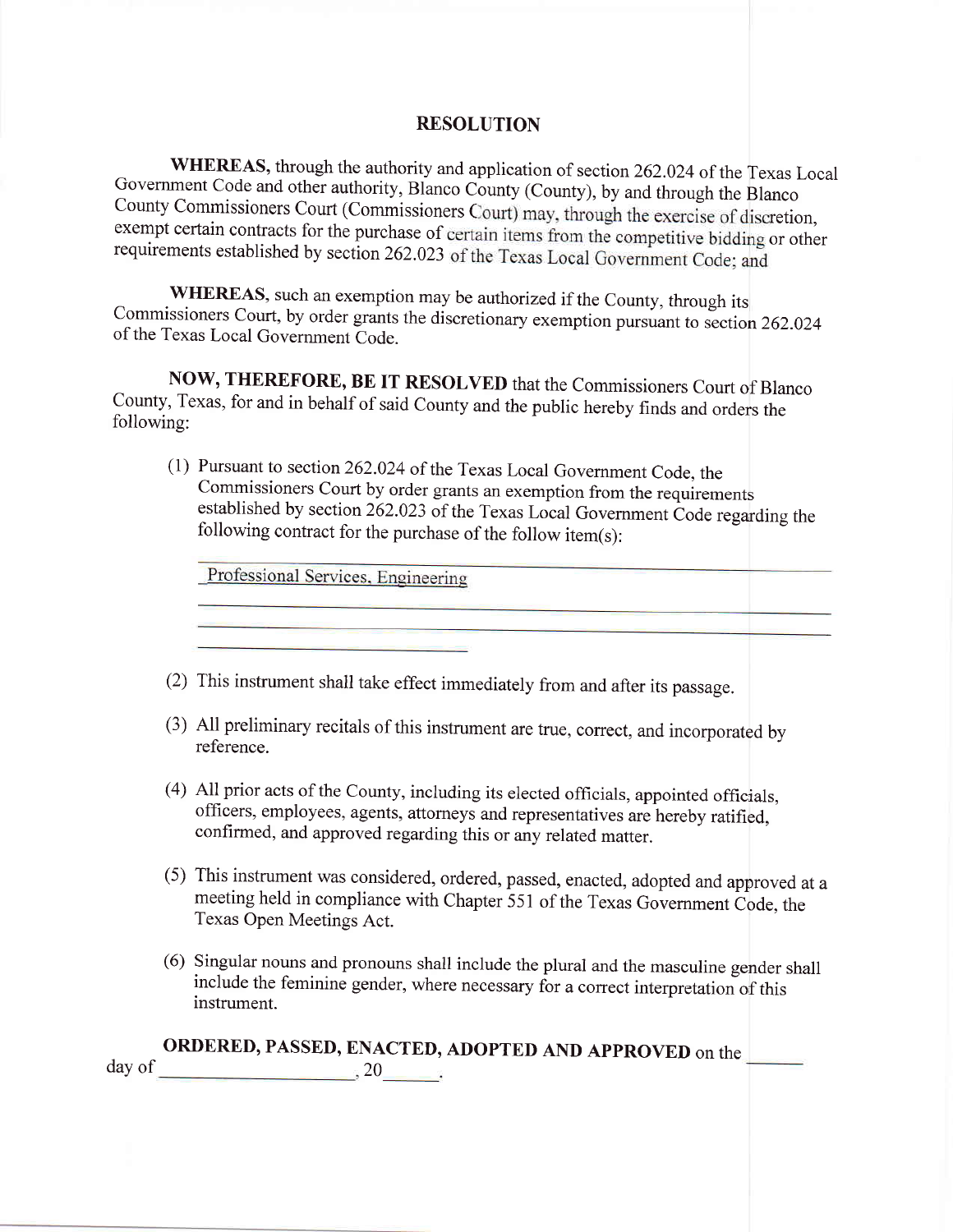# RESOLUTION

**WHEREAS,** through the authority and application of section 262.024 of the Texas Local Government Code and other authority, Blanco County (County), by and through the Blanco County Commissioners Court (Commissioners Court) may, through the exercise of discretion, exempt certain contracts for the purchase of certain items from the competitive bidding or other requirements established by section 262.023 of the Texas Local Government Code; and

**WHEREAS,** such an exemption may be authorized if the County, through its Commissioners Court, by order grants the discretionary exemption pursuant to section 262.024 of the Texas Local Government Code.

**NOW, THEREFORE, BE IT RESOLVED** that the Commissioners Court of Blanco County, Texas, for and in behalf of said County and the public hereby finds and orders the following:

(1) Pursuant to section 262.024 of the Texas Local Government Code, the Commissioners Court by order grants an exemption from the requirements established by section 262.023 of the Texas Local Government Code regarding the following contract for the purchase of the follow item(s):

Professional Services, Engineering

______________________________________________

______________________________________________

______________________

(2) This instrument shall take effect immediately from and after its passage.

(3) All preliminary recitals of this instrument are true, correct, and incorporated by reference.

(4) All prior acts of the County, including its elected officials, appointed officials, officers, employees, agents, attorneys and representatives are hereby ratified, confirmed, and approved regarding this or any related matter.

(5) This instrument was considered, ordered, passed, enacted, adopted and approved at a meeting held in compliance with Chapter 551 of the Texas Government Code, the Texas Open Meetings Act.

(6) Singular nouns and pronouns shall include the plural and the masculine gender shall include the feminine gender, where necessary for a correct interpretation of this instrument.

**ORDERED, PASSED, ENACTED, ADOPTED AND APPROVED** on the _____ day of ____________________, 20_____.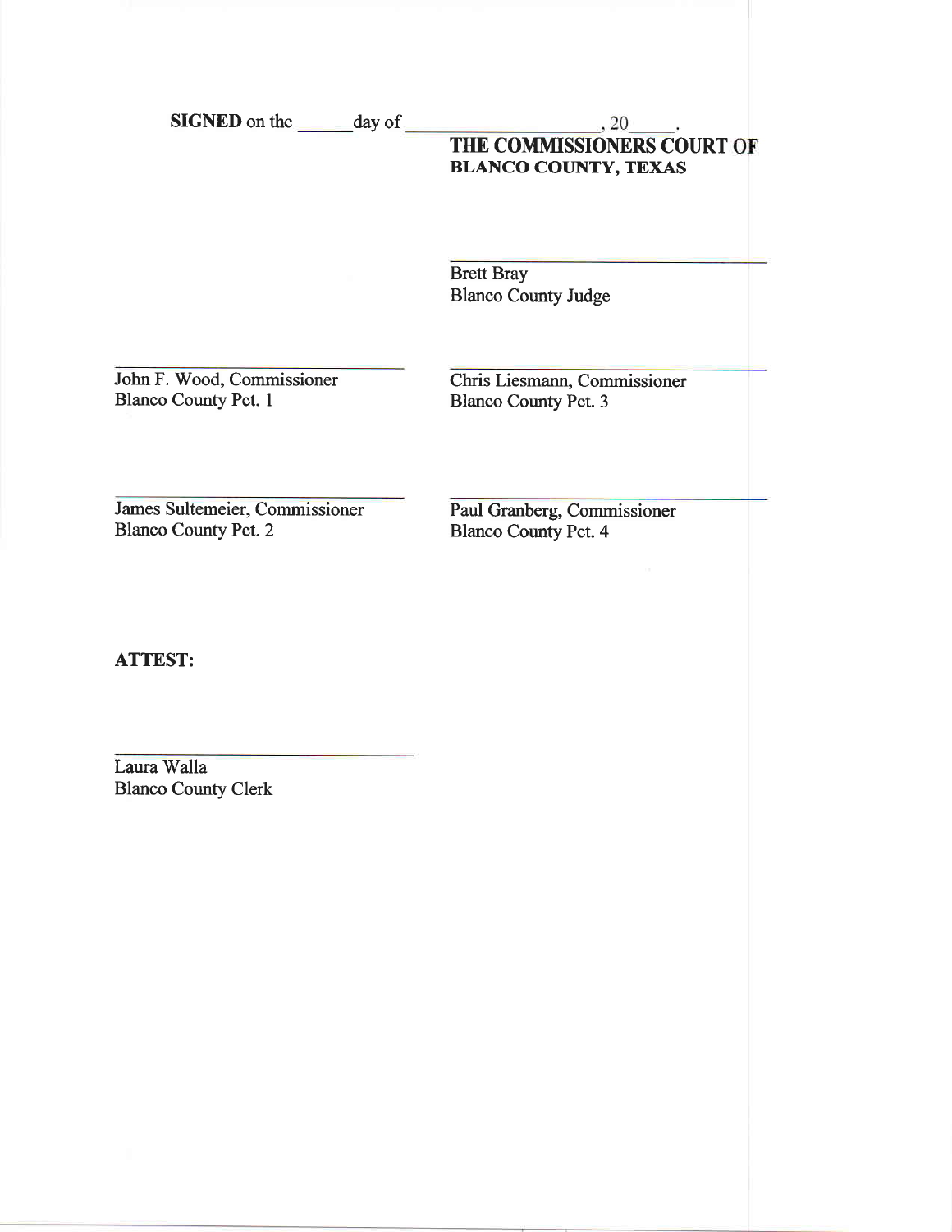**SIGNED** on the ______ day of ____________________, 20_____.

**THE COMMISSIONERS COURT OF BLANCO COUNTY, TEXAS**

_______________________________
Brett Bray
Blanco County Judge

_______________________________
John F. Wood, Commissioner
Blanco County Pct. 1

_______________________________
Chris Liesmann, Commissioner
Blanco County Pct. 3

_______________________________
James Sultemeier, Commissioner
Blanco County Pct. 2

_______________________________
Paul Granberg, Commissioner
Blanco County Pct. 4

**ATTEST:**

_______________________________
Laura Walla
Blanco County Clerk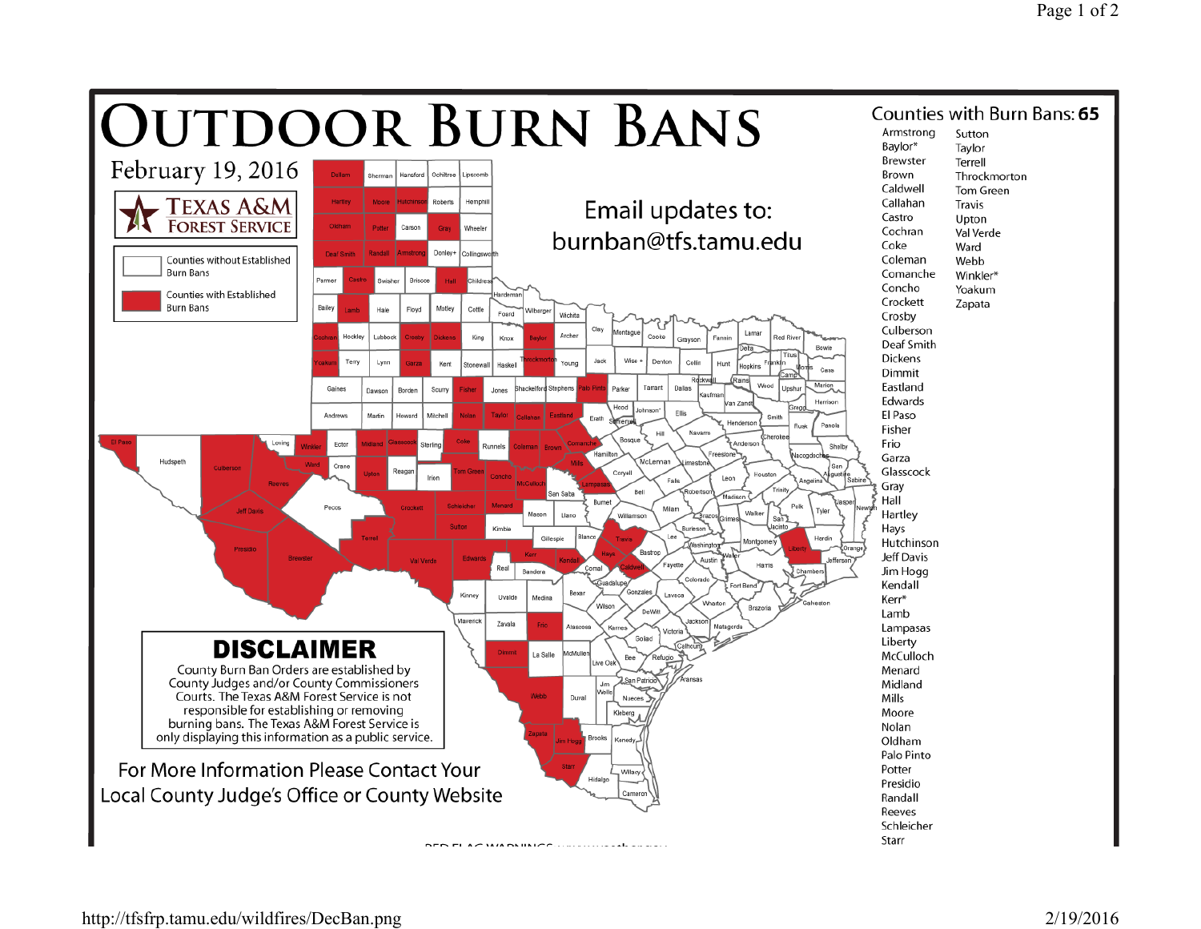# OUTDOOR BURN BANS

February 19, 2016

TEXAS A&M FOREST SERVICE

Counties without Established Burn Bans

Counties with Established Burn Bans

Email updates to:
burnban@tfs.tamu.edu

## Counties with Burn Bans: 65

- Armstrong
- Baylor*
- Brewster
- Brown
- Caldwell
- Callahan
- Castro
- Cochran
- Coke
- Coleman
- Comanche
- Concho
- Crockett
- Crosby
- Culberson
- Deaf Smith
- Dickens
- Dimmit
- Eastland
- Edwards
- El Paso
- Fisher
- Frio
- Garza
- Glasscock
- Gray
- Hall
- Hartley
- Hays
- Hutchinson
- Jeff Davis
- Jim Hogg
- Kendall
- Kerr*
- Lamb
- Lampasas
- Liberty
- McCulloch
- Menard
- Midland
- Mills
- Moore
- Nolan
- Oldham
- Palo Pinto
- Potter
- Presidio
- Randall
- Reeves
- Schleicher
- Starr
- Sutton
- Taylor
- Terrell
- Throckmorton
- Tom Green
- Travis
- Upton
- Val Verde
- Ward
- Webb
- Winkler*
- Yoakum
- Zapata

## DISCLAIMER

County Burn Ban Orders are established by County Judges and/or County Commissioners Courts. The Texas A&M Forest Service is not responsible for establishing or removing burning bans. The Texas A&M Forest Service is only displaying this information as a public service.

For More Information Please Contact Your Local County Judge's Office or County Website

http://tfsfrp.tamu.edu/wildfires/DecBan.png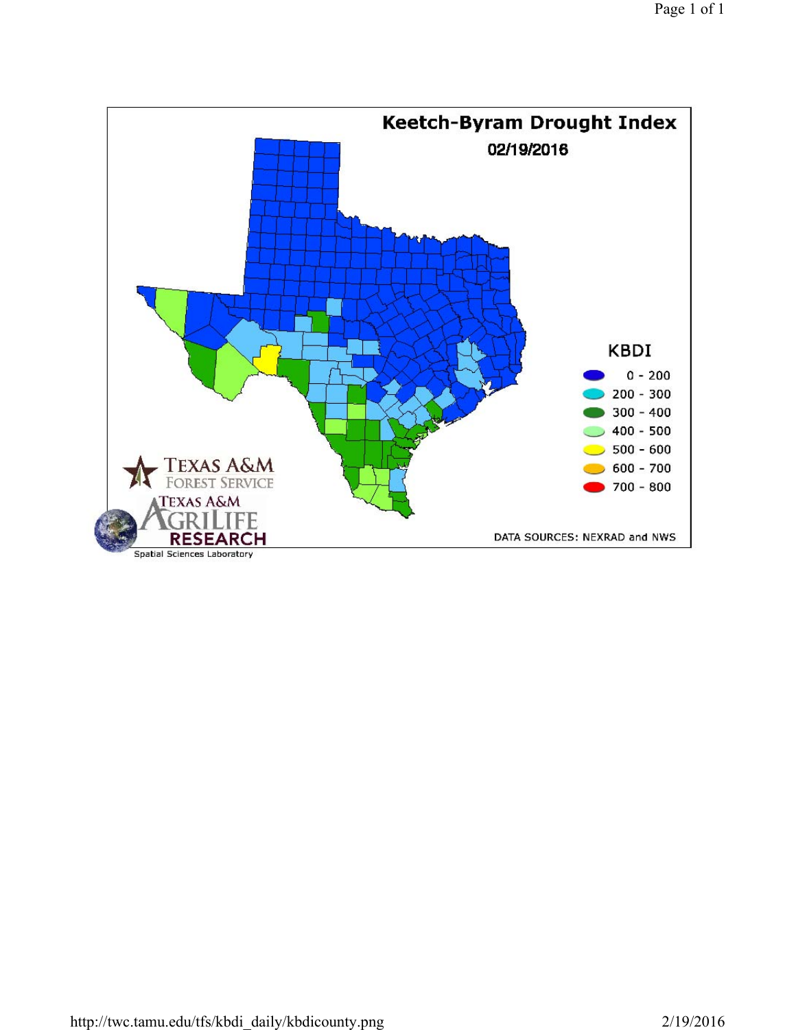Keetch-Byram Drought Index

02/19/2016

KBDI

0 - 200

200 - 300

300 - 400

400 - 500

500 - 600

600 - 700

700 - 800

TEXAS A&M FOREST SERVICE

TEXAS A&M AGRILIFE RESEARCH

Spatial Sciences Laboratory

DATA SOURCES: NEXRAD and NWS